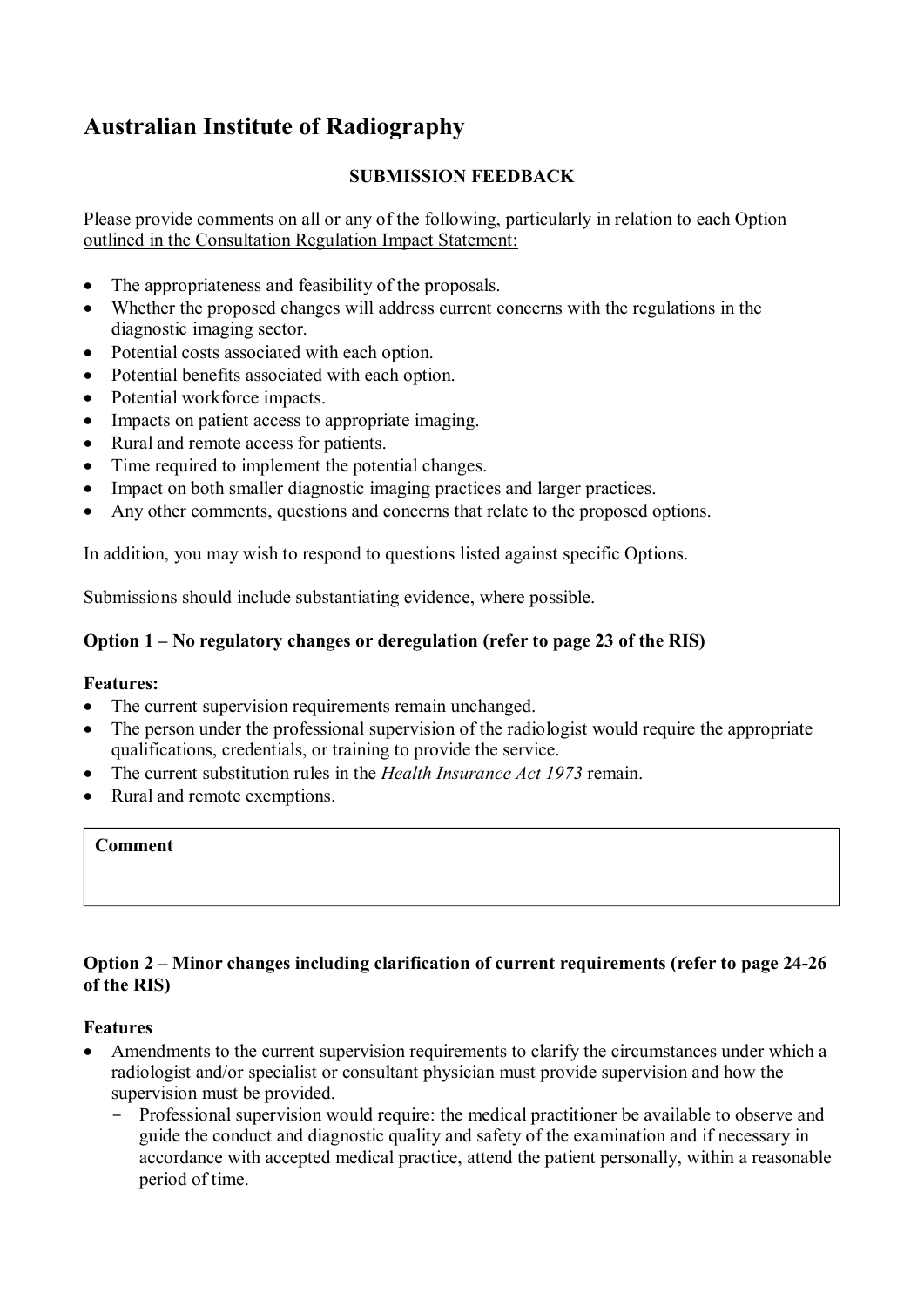# Australian Institute of Radiography

**SUBMISSION FEEDBACK**

Please provide comments on all or any of the following, particularly in relation to each Option outlined in the Consultation Regulation Impact Statement:

- The appropriateness and feasibility of the proposals.
- Whether the proposed changes will address current concerns with the regulations in the diagnostic imaging sector.
- Potential costs associated with each option.
- Potential benefits associated with each option.
- Potential workforce impacts.
- Impacts on patient access to appropriate imaging.
- Rural and remote access for patients.
- Time required to implement the potential changes.
- Impact on both smaller diagnostic imaging practices and larger practices.
- Any other comments, questions and concerns that relate to the proposed options.

In addition, you may wish to respond to questions listed against specific Options.

Submissions should include substantiating evidence, where possible.

### Option 1 – No regulatory changes or deregulation (refer to page 23 of the RIS)

**Features:**

- The current supervision requirements remain unchanged.
- The person under the professional supervision of the radiologist would require the appropriate qualifications, credentials, or training to provide the service.
- The current substitution rules in the *Health Insurance Act 1973* remain.
- Rural and remote exemptions.

| **Comment** |
| --- |
| |

### Option 2 – Minor changes including clarification of current requirements (refer to page 24-26 of the RIS)

**Features**

- Amendments to the current supervision requirements to clarify the circumstances under which a radiologist and/or specialist or consultant physician must provide supervision and how the supervision must be provided.
  - Professional supervision would require: the medical practitioner be available to observe and guide the conduct and diagnostic quality and safety of the examination and if necessary in accordance with accepted medical practice, attend the patient personally, within a reasonable period of time.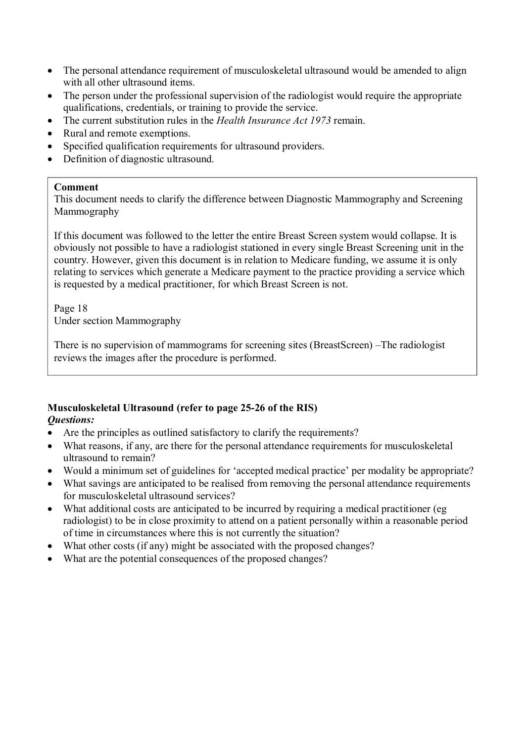- The personal attendance requirement of musculoskeletal ultrasound would be amended to align with all other ultrasound items.
- The person under the professional supervision of the radiologist would require the appropriate qualifications, credentials, or training to provide the service.
- The current substitution rules in the *Health Insurance Act 1973* remain.
- Rural and remote exemptions.
- Specified qualification requirements for ultrasound providers.
- Definition of diagnostic ultrasound.

> **Comment**
> This document needs to clarify the difference between Diagnostic Mammography and Screening Mammography
>
> If this document was followed to the letter the entire Breast Screen system would collapse. It is obviously not possible to have a radiologist stationed in every single Breast Screening unit in the country. However, given this document is in relation to Medicare funding, we assume it is only relating to services which generate a Medicare payment to the practice providing a service which is requested by a medical practitioner, for which Breast Screen is not.
>
> Page 18
> Under section Mammography
>
> There is no supervision of mammograms for screening sites (BreastScreen) –The radiologist reviews the images after the procedure is performed.

**Musculoskeletal Ultrasound (refer to page 25-26 of the RIS)**
***Questions:***

- Are the principles as outlined satisfactory to clarify the requirements?
- What reasons, if any, are there for the personal attendance requirements for musculoskeletal ultrasound to remain?
- Would a minimum set of guidelines for 'accepted medical practice' per modality be appropriate?
- What savings are anticipated to be realised from removing the personal attendance requirements for musculoskeletal ultrasound services?
- What additional costs are anticipated to be incurred by requiring a medical practitioner (eg radiologist) to be in close proximity to attend on a patient personally within a reasonable period of time in circumstances where this is not currently the situation?
- What other costs (if any) might be associated with the proposed changes?
- What are the potential consequences of the proposed changes?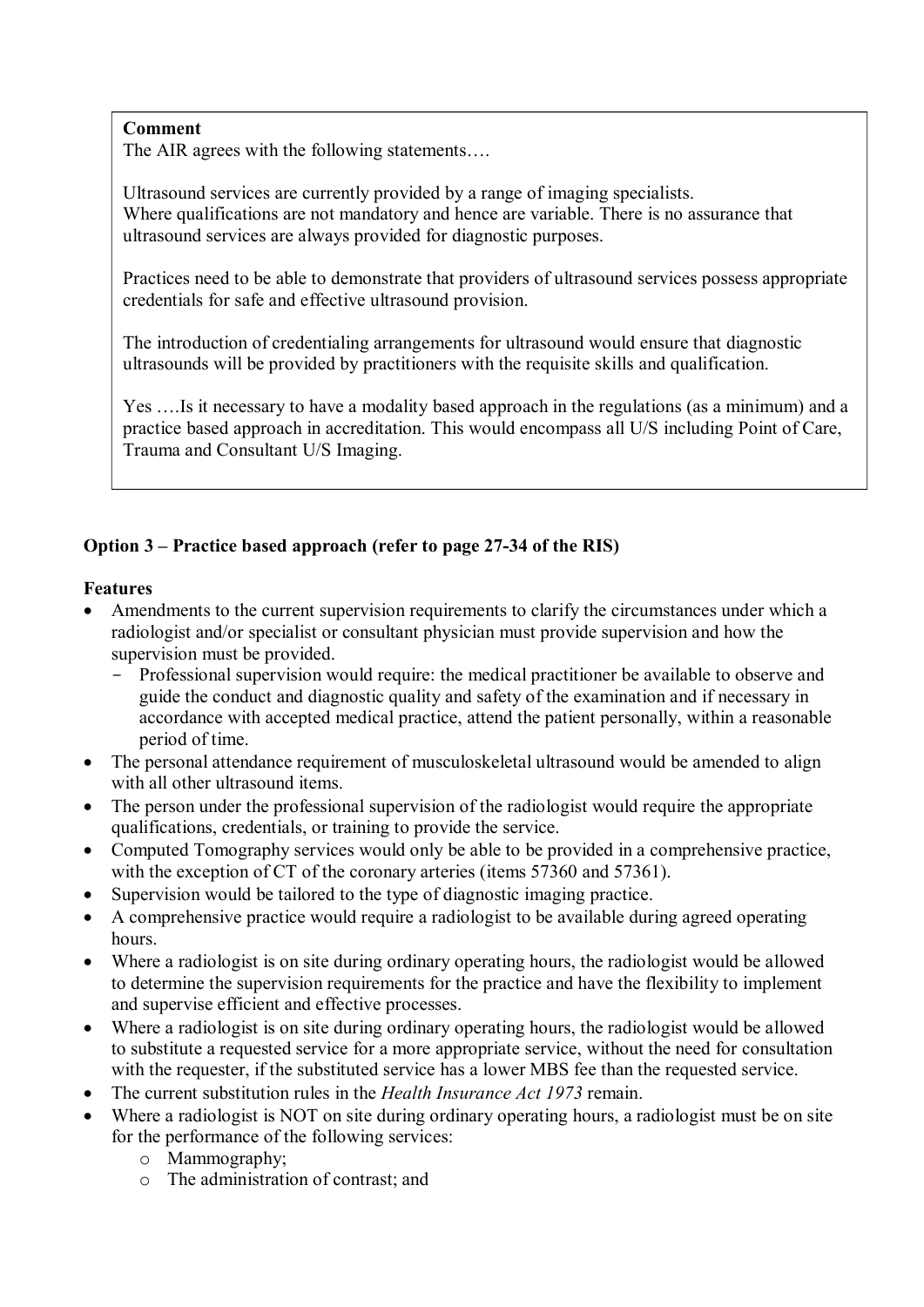**Comment**

The AIR agrees with the following statements….

Ultrasound services are currently provided by a range of imaging specialists.
Where qualifications are not mandatory and hence are variable. There is no assurance that ultrasound services are always provided for diagnostic purposes.

Practices need to be able to demonstrate that providers of ultrasound services possess appropriate credentials for safe and effective ultrasound provision.

The introduction of credentialing arrangements for ultrasound would ensure that diagnostic ultrasounds will be provided by practitioners with the requisite skills and qualification.

Yes ….Is it necessary to have a modality based approach in the regulations (as a minimum) and a practice based approach in accreditation. This would encompass all U/S including Point of Care, Trauma and Consultant U/S Imaging.

**Option 3 – Practice based approach (refer to page 27-34 of the RIS)**

**Features**

- Amendments to the current supervision requirements to clarify the circumstances under which a radiologist and/or specialist or consultant physician must provide supervision and how the supervision must be provided.
  - Professional supervision would require: the medical practitioner be available to observe and guide the conduct and diagnostic quality and safety of the examination and if necessary in accordance with accepted medical practice, attend the patient personally, within a reasonable period of time.
- The personal attendance requirement of musculoskeletal ultrasound would be amended to align with all other ultrasound items.
- The person under the professional supervision of the radiologist would require the appropriate qualifications, credentials, or training to provide the service.
- Computed Tomography services would only be able to be provided in a comprehensive practice, with the exception of CT of the coronary arteries (items 57360 and 57361).
- Supervision would be tailored to the type of diagnostic imaging practice.
- A comprehensive practice would require a radiologist to be available during agreed operating hours.
- Where a radiologist is on site during ordinary operating hours, the radiologist would be allowed to determine the supervision requirements for the practice and have the flexibility to implement and supervise efficient and effective processes.
- Where a radiologist is on site during ordinary operating hours, the radiologist would be allowed to substitute a requested service for a more appropriate service, without the need for consultation with the requester, if the substituted service has a lower MBS fee than the requested service.
- The current substitution rules in the *Health Insurance Act 1973* remain.
- Where a radiologist is NOT on site during ordinary operating hours, a radiologist must be on site for the performance of the following services:
  - Mammography;
  - The administration of contrast; and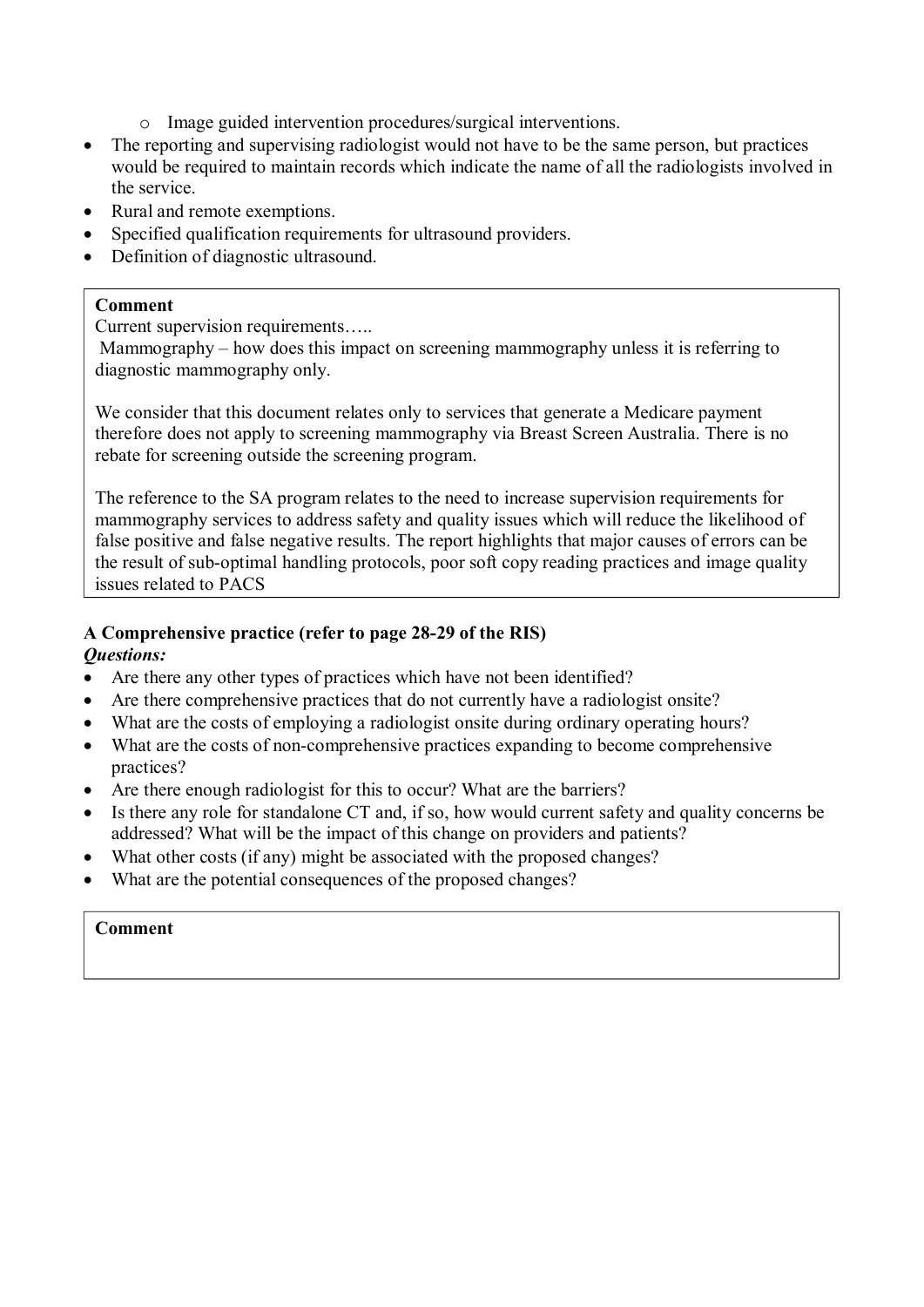- Image guided intervention procedures/surgical interventions.
- The reporting and supervising radiologist would not have to be the same person, but practices would be required to maintain records which indicate the name of all the radiologists involved in the service.
- Rural and remote exemptions.
- Specified qualification requirements for ultrasound providers.
- Definition of diagnostic ultrasound.

> **Comment**
>
> Current supervision requirements…..
>
> Mammography – how does this impact on screening mammography unless it is referring to diagnostic mammography only.
>
> We consider that this document relates only to services that generate a Medicare payment therefore does not apply to screening mammography via Breast Screen Australia. There is no rebate for screening outside the screening program.
>
> The reference to the SA program relates to the need to increase supervision requirements for mammography services to address safety and quality issues which will reduce the likelihood of false positive and false negative results. The report highlights that major causes of errors can be the result of sub-optimal handling protocols, poor soft copy reading practices and image quality issues related to PACS

**A Comprehensive practice (refer to page 28-29 of the RIS)**

***Questions:***

- Are there any other types of practices which have not been identified?
- Are there comprehensive practices that do not currently have a radiologist onsite?
- What are the costs of employing a radiologist onsite during ordinary operating hours?
- What are the costs of non-comprehensive practices expanding to become comprehensive practices?
- Are there enough radiologist for this to occur? What are the barriers?
- Is there any role for standalone CT and, if so, how would current safety and quality concerns be addressed? What will be the impact of this change on providers and patients?
- What other costs (if any) might be associated with the proposed changes?
- What are the potential consequences of the proposed changes?

> **Comment**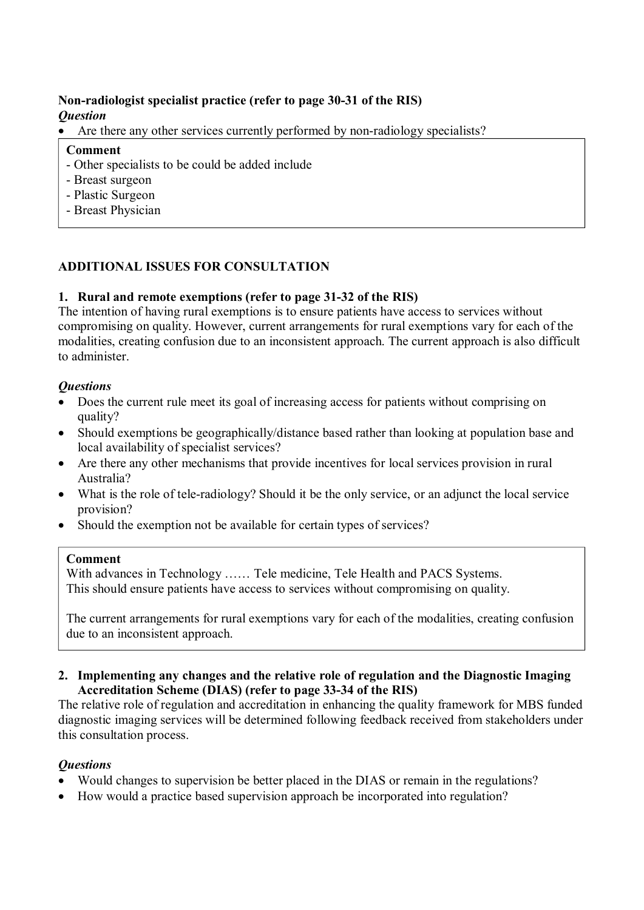**Non-radiologist specialist practice (refer to page 30-31 of the RIS)**

***Question***

- Are there any other services currently performed by non-radiology specialists?

> **Comment**
>
> - Other specialists to be could be added include
> - Breast surgeon
> - Plastic Surgeon
> - Breast Physician

## ADDITIONAL ISSUES FOR CONSULTATION

### 1. Rural and remote exemptions (refer to page 31-32 of the RIS)

The intention of having rural exemptions is to ensure patients have access to services without compromising on quality. However, current arrangements for rural exemptions vary for each of the modalities, creating confusion due to an inconsistent approach. The current approach is also difficult to administer.

***Questions***

- Does the current rule meet its goal of increasing access for patients without comprising on quality?
- Should exemptions be geographically/distance based rather than looking at population base and local availability of specialist services?
- Are there any other mechanisms that provide incentives for local services provision in rural Australia?
- What is the role of tele-radiology? Should it be the only service, or an adjunct the local service provision?
- Should the exemption not be available for certain types of services?

> **Comment**
>
> With advances in Technology …… Tele medicine, Tele Health and PACS Systems.
> This should ensure patients have access to services without compromising on quality.
>
> The current arrangements for rural exemptions vary for each of the modalities, creating confusion due to an inconsistent approach.

### 2. Implementing any changes and the relative role of regulation and the Diagnostic Imaging Accreditation Scheme (DIAS) (refer to page 33-34 of the RIS)

The relative role of regulation and accreditation in enhancing the quality framework for MBS funded diagnostic imaging services will be determined following feedback received from stakeholders under this consultation process.

***Questions***

- Would changes to supervision be better placed in the DIAS or remain in the regulations?
- How would a practice based supervision approach be incorporated into regulation?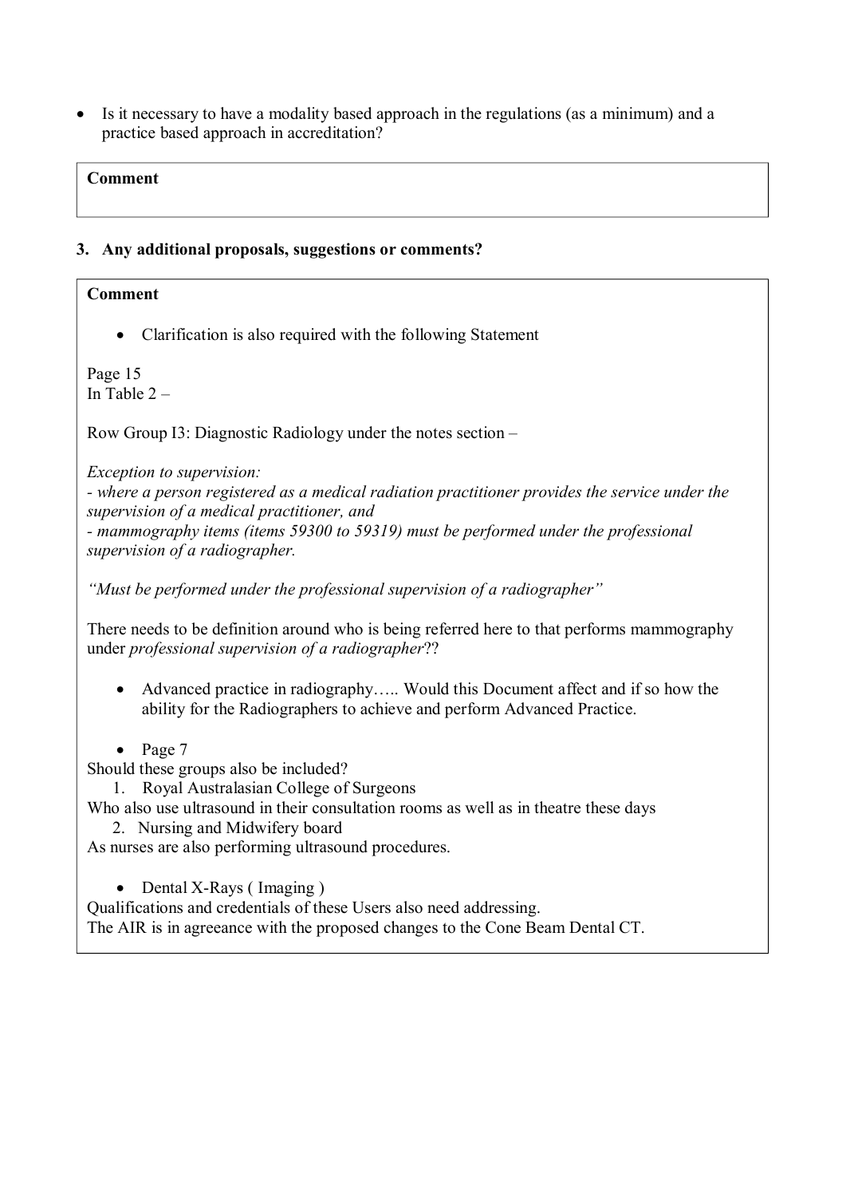- Is it necessary to have a modality based approach in the regulations (as a minimum) and a practice based approach in accreditation?

**Comment**

## 3. Any additional proposals, suggestions or comments?

**Comment**

- Clarification is also required with the following Statement

Page 15
In Table 2 –

Row Group I3: Diagnostic Radiology under the notes section –

*Exception to supervision:*
*- where a person registered as a medical radiation practitioner provides the service under the supervision of a medical practitioner, and*
*- mammography items (items 59300 to 59319) must be performed under the professional supervision of a radiographer.*

*"Must be performed under the professional supervision of a radiographer"*

There needs to be definition around who is being referred here to that performs mammography under *professional supervision of a radiographer*??

- Advanced practice in radiography….. Would this Document affect and if so how the ability for the Radiographers to achieve and perform Advanced Practice.

- Page 7

Should these groups also be included?

1. Royal Australasian College of Surgeons

Who also use ultrasound in their consultation rooms as well as in theatre these days

2. Nursing and Midwifery board

As nurses are also performing ultrasound procedures.

- Dental X-Rays ( Imaging )

Qualifications and credentials of these Users also need addressing.
The AIR is in agreeance with the proposed changes to the Cone Beam Dental CT.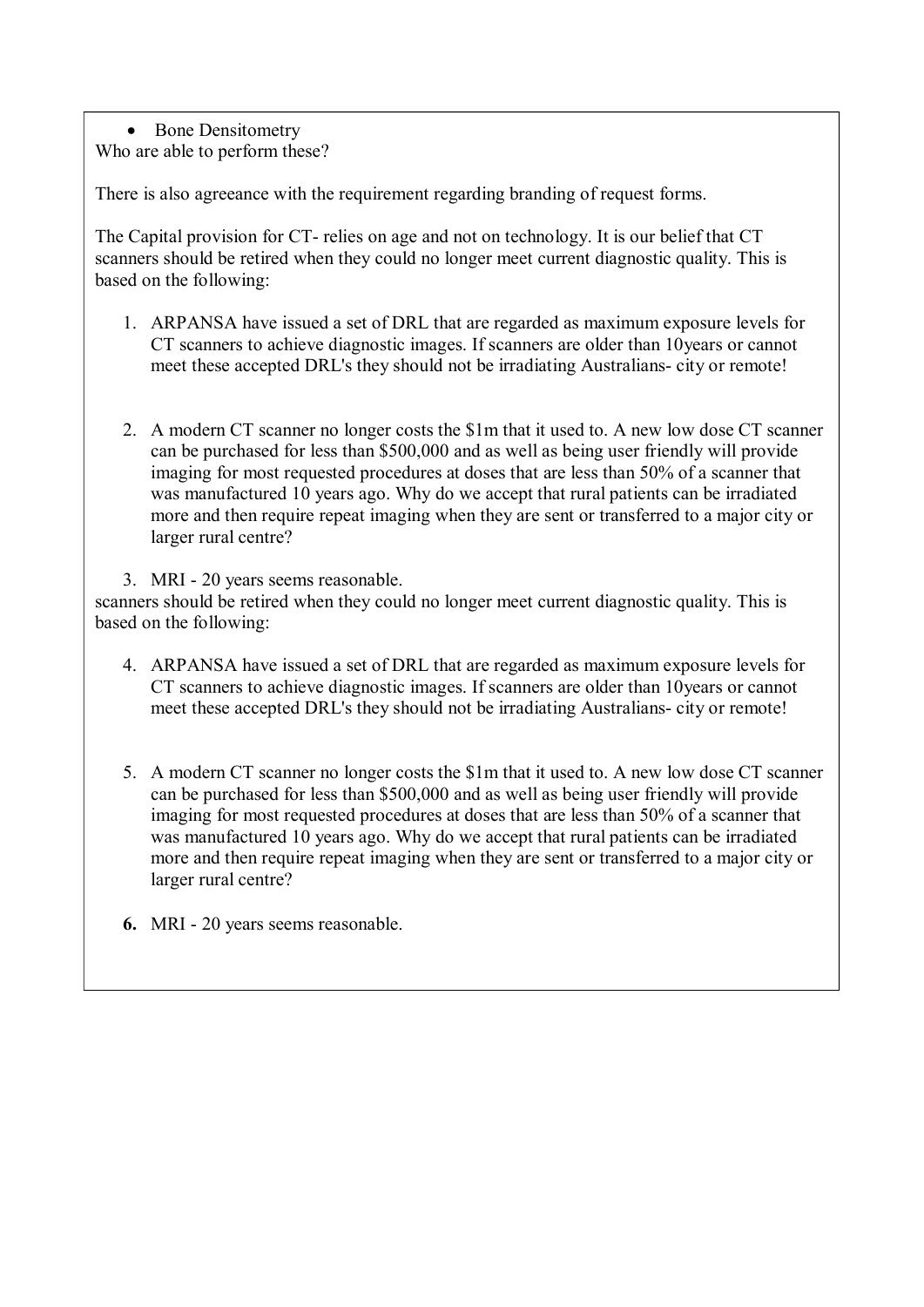- Bone Densitometry

Who are able to perform these?

There is also agreeance with the requirement regarding branding of request forms.

The Capital provision for CT- relies on age and not on technology. It is our belief that CT scanners should be retired when they could no longer meet current diagnostic quality. This is based on the following:

1. ARPANSA have issued a set of DRL that are regarded as maximum exposure levels for CT scanners to achieve diagnostic images. If scanners are older than 10years or cannot meet these accepted DRL's they should not be irradiating Australians- city or remote!

2. A modern CT scanner no longer costs the $1m that it used to. A new low dose CT scanner can be purchased for less than $500,000 and as well as being user friendly will provide imaging for most requested procedures at doses that are less than 50% of a scanner that was manufactured 10 years ago. Why do we accept that rural patients can be irradiated more and then require repeat imaging when they are sent or transferred to a major city or larger rural centre?

3. MRI - 20 years seems reasonable.

scanners should be retired when they could no longer meet current diagnostic quality. This is based on the following:

4. ARPANSA have issued a set of DRL that are regarded as maximum exposure levels for CT scanners to achieve diagnostic images. If scanners are older than 10years or cannot meet these accepted DRL's they should not be irradiating Australians- city or remote!

5. A modern CT scanner no longer costs the $1m that it used to. A new low dose CT scanner can be purchased for less than $500,000 and as well as being user friendly will provide imaging for most requested procedures at doses that are less than 50% of a scanner that was manufactured 10 years ago. Why do we accept that rural patients can be irradiated more and then require repeat imaging when they are sent or transferred to a major city or larger rural centre?

6. MRI - 20 years seems reasonable.